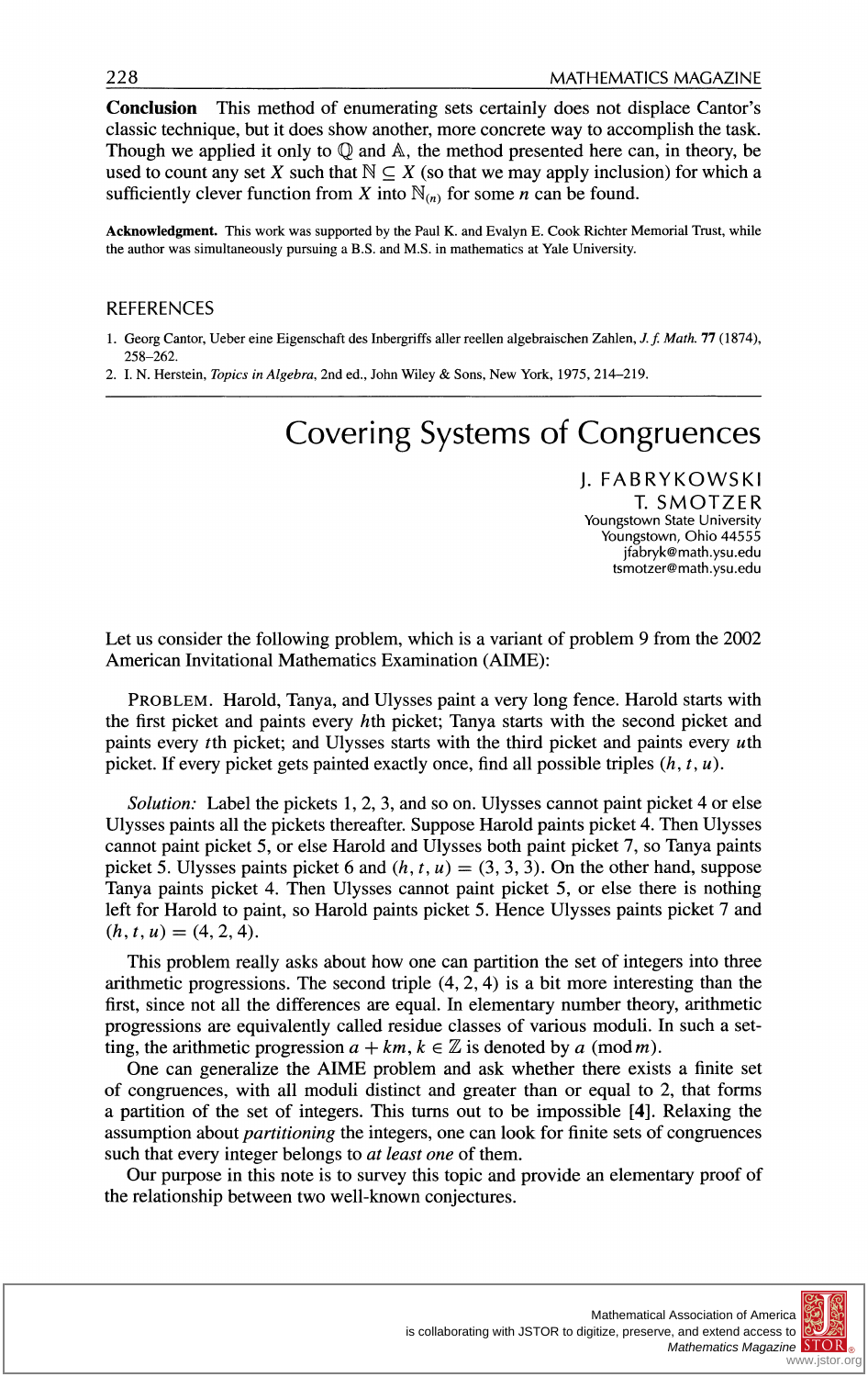**Conclusion** This method of enumerating sets certainly does not displace Cantor's classic technique, but it does show another, more concrete way to accomplish the task. Though we applied it only to $\mathbb{Q}$ and $\mathbb{A}$, the method presented here can, in theory, be used to count any set $X$ such that $\mathbb{N} \subseteq X$ (so that we may apply inclusion) for which a sufficiently clever function from $X$ into $\mathbb{N}_{(n)}$ for some $n$ can be found.

**Acknowledgment.** This work was supported by the Paul K. and Evalyn E. Cook Richter Memorial Trust, while the author was simultaneously pursuing a B.S. and M.S. in mathematics at Yale University.

## REFERENCES

1. Georg Cantor, Ueber eine Eigenschaft des Inbergriffs aller reellen algebraischen Zahlen, *J. f. Math.* **77** (1874), 258–262.
2. I. N. Herstein, *Topics in Algebra*, 2nd ed., John Wiley & Sons, New York, 1975, 214–219.

---

# Covering Systems of Congruences

J. FABRYKOWSKI
T. SMOTZER
Youngstown State University
Youngstown, Ohio 44555
jfabryk@math.ysu.edu
tsmotzer@math.ysu.edu

Let us consider the following problem, which is a variant of problem 9 from the 2002 American Invitational Mathematics Examination (AIME):

PROBLEM. Harold, Tanya, and Ulysses paint a very long fence. Harold starts with the first picket and paints every $h$th picket; Tanya starts with the second picket and paints every $t$th picket; and Ulysses starts with the third picket and paints every $u$th picket. If every picket gets painted exactly once, find all possible triples $(h, t, u)$.

*Solution:* Label the pickets 1, 2, 3, and so on. Ulysses cannot paint picket 4 or else Ulysses paints all the pickets thereafter. Suppose Harold paints picket 4. Then Ulysses cannot paint picket 5, or else Harold and Ulysses both paint picket 7, so Tanya paints picket 5. Ulysses paints picket 6 and $(h, t, u) = (3, 3, 3)$. On the other hand, suppose Tanya paints picket 4. Then Ulysses cannot paint picket 5, or else there is nothing left for Harold to paint, so Harold paints picket 5. Hence Ulysses paints picket 7 and $(h, t, u) = (4, 2, 4)$.

This problem really asks about how one can partition the set of integers into three arithmetic progressions. The second triple $(4, 2, 4)$ is a bit more interesting than the first, since not all the differences are equal. In elementary number theory, arithmetic progressions are equivalently called residue classes of various moduli. In such a setting, the arithmetic progression $a + km$, $k \in \mathbb{Z}$ is denoted by $a \pmod{m}$.

One can generalize the AIME problem and ask whether there exists a finite set of congruences, with all moduli distinct and greater than or equal to 2, that forms a partition of the set of integers. This turns out to be impossible [**4**]. Relaxing the assumption about *partitioning* the integers, one can look for finite sets of congruences such that every integer belongs to *at least one* of them.

Our purpose in this note is to survey this topic and provide an elementary proof of the relationship between two well-known conjectures.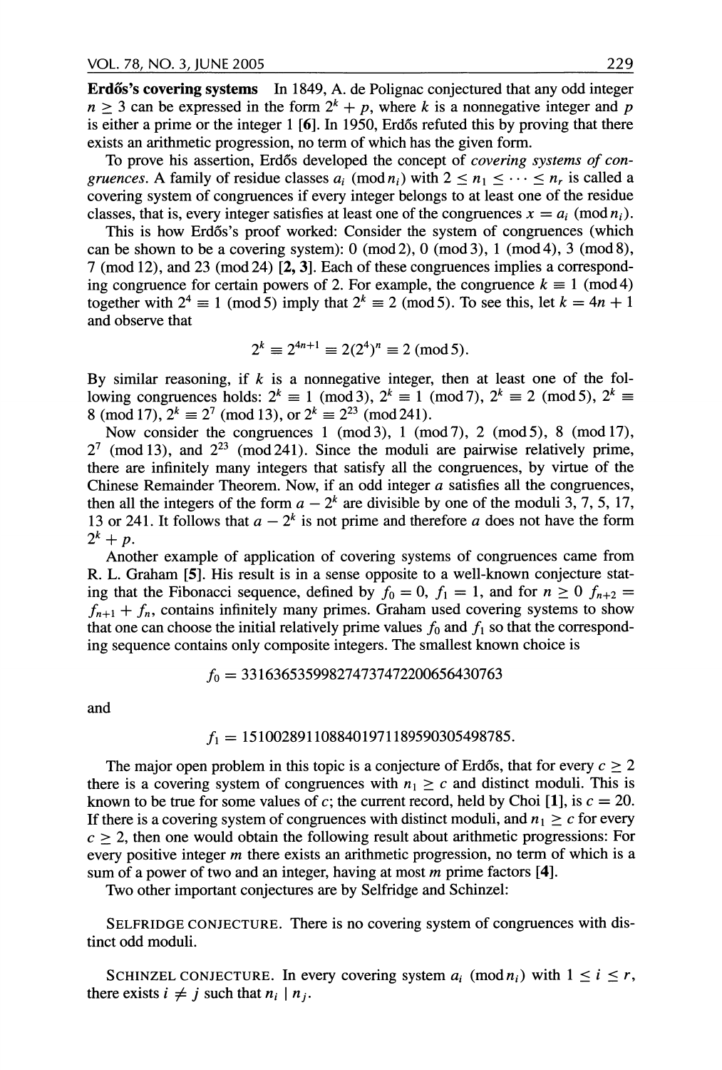**Erdős's covering systems** In 1849, A. de Polignac conjectured that any odd integer $n \geq 3$ can be expressed in the form $2^k + p$, where $k$ is a nonnegative integer and $p$ is either a prime or the integer 1 [6]. In 1950, Erdős refuted this by proving that there exists an arithmetic progression, no term of which has the given form.

To prove his assertion, Erdős developed the concept of *covering systems of congruences*. A family of residue classes $a_i \pmod{n_i}$ with $2 \leq n_1 \leq \cdots \leq n_r$ is called a covering system of congruences if every integer belongs to at least one of the residue classes, that is, every integer satisfies at least one of the congruences $x = a_i \pmod{n_i}$.

This is how Erdős's proof worked: Consider the system of congruences (which can be shown to be a covering system): $0 \pmod 2$, $0 \pmod 3$, $1 \pmod 4$, $3 \pmod 8$, $7 \pmod{12}$, and $23 \pmod{24}$ [2, 3]. Each of these congruences implies a corresponding congruence for certain powers of 2. For example, the congruence $k \equiv 1 \pmod 4$ together with $2^4 \equiv 1 \pmod 5$ imply that $2^k \equiv 2 \pmod 5$. To see this, let $k = 4n + 1$ and observe that

$$2^k \equiv 2^{4n+1} \equiv 2(2^4)^n \equiv 2 \pmod 5.$$

By similar reasoning, if $k$ is a nonnegative integer, then at least one of the following congruences holds: $2^k \equiv 1 \pmod 3$, $2^k \equiv 1 \pmod 7$, $2^k \equiv 2 \pmod 5$, $2^k \equiv 8 \pmod{17}$, $2^k \equiv 2^7 \pmod{13}$, or $2^k \equiv 2^{23} \pmod{241}$.

Now consider the congruences $1 \pmod 3$, $1 \pmod 7$, $2 \pmod 5$, $8 \pmod{17}$, $2^7 \pmod{13}$, and $2^{23} \pmod{241}$. Since the moduli are pairwise relatively prime, there are infinitely many integers that satisfy all the congruences, by virtue of the Chinese Remainder Theorem. Now, if an odd integer $a$ satisfies all the congruences, then all the integers of the form $a - 2^k$ are divisible by one of the moduli 3, 7, 5, 17, 13 or 241. It follows that $a - 2^k$ is not prime and therefore $a$ does not have the form $2^k + p$.

Another example of application of covering systems of congruences came from R. L. Graham [5]. His result is in a sense opposite to a well-known conjecture stating that the Fibonacci sequence, defined by $f_0 = 0$, $f_1 = 1$, and for $n \geq 0$ $f_{n+2} = f_{n+1} + f_n$, contains infinitely many primes. Graham used covering systems to show that one can choose the initial relatively prime values $f_0$ and $f_1$ so that the corresponding sequence contains only composite integers. The smallest known choice is

$$f_0 = 331635635998274737472200656430763$$

and

$$f_1 = 1510028911088401971189590305498785.$$

The major open problem in this topic is a conjecture of Erdős, that for every $c \geq 2$ there is a covering system of congruences with $n_1 \geq c$ and distinct moduli. This is known to be true for some values of $c$; the current record, held by Choi [1], is $c = 20$. If there is a covering system of congruences with distinct moduli, and $n_1 \geq c$ for every $c \geq 2$, then one would obtain the following result about arithmetic progressions: For every positive integer $m$ there exists an arithmetic progression, no term of which is a sum of a power of two and an integer, having at most $m$ prime factors [4].

Two other important conjectures are by Selfridge and Schinzel:

SELFRIDGE CONJECTURE. There is no covering system of congruences with distinct odd moduli.

SCHINZEL CONJECTURE. In every covering system $a_i \pmod{n_i}$ with $1 \leq i \leq r$, there exists $i \neq j$ such that $n_i \mid n_j$.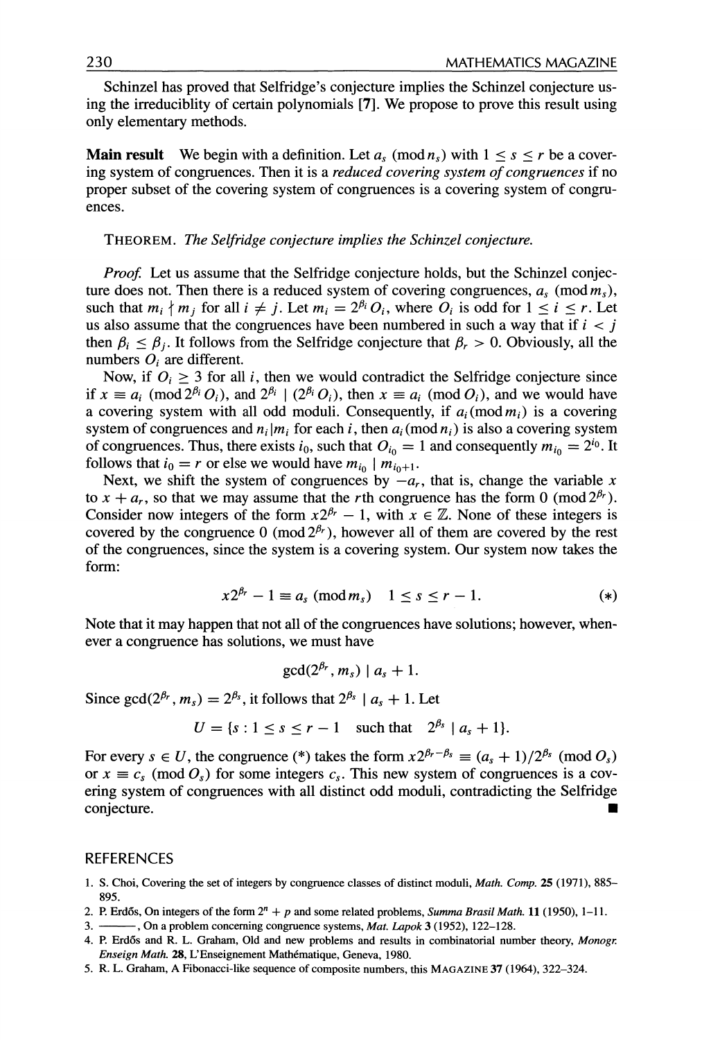Schinzel has proved that Selfridge's conjecture implies the Schinzel conjecture using the irreducibliity of certain polynomials [7]. We propose to prove this result using only elementary methods.

**Main result** We begin with a definition. Let $a_s \pmod{n_s}$ with $1 \le s \le r$ be a covering system of congruences. Then it is a *reduced covering system of congruences* if no proper subset of the covering system of congruences is a covering system of congruences.

THEOREM. *The Selfridge conjecture implies the Schinzel conjecture.*

*Proof.* Let us assume that the Selfridge conjecture holds, but the Schinzel conjecture does not. Then there is a reduced system of covering congruences, $a_s \pmod{m_s}$, such that $m_i \nmid m_j$ for all $i \neq j$. Let $m_i = 2^{\beta_i} O_i$, where $O_i$ is odd for $1 \le i \le r$. Let us also assume that the congruences have been numbered in such a way that if $i < j$ then $\beta_i \le \beta_j$. It follows from the Selfridge conjecture that $\beta_r > 0$. Obviously, all the numbers $O_i$ are different.

Now, if $O_i \ge 3$ for all $i$, then we would contradict the Selfridge conjecture since if $x \equiv a_i \pmod{2^{\beta_i} O_i}$, and $2^{\beta_i} \mid (2^{\beta_i} O_i)$, then $x \equiv a_i \pmod{O_i}$, and we would have a covering system with all odd moduli. Consequently, if $a_i \pmod{m_i}$ is a covering system of congruences and $n_i | m_i$ for each $i$, then $a_i \pmod{n_i}$ is also a covering system of congruences. Thus, there exists $i_0$, such that $O_{i_0} = 1$ and consequently $m_{i_0} = 2^{i_0}$. It follows that $i_0 = r$ or else we would have $m_{i_0} \mid m_{i_0+1}$.

Next, we shift the system of congruences by $-a_r$, that is, change the variable $x$ to $x + a_r$, so that we may assume that the $r$th congruence has the form $0 \pmod{2^{\beta_r}}$. Consider now integers of the form $x2^{\beta_r} - 1$, with $x \in \mathbb{Z}$. None of these integers is covered by the congruence $0 \pmod{2^{\beta_r}}$, however all of them are covered by the rest of the congruences, since the system is a covering system. Our system now takes the form:

$$x2^{\beta_r} - 1 \equiv a_s \pmod{m_s} \quad 1 \le s \le r-1. \tag{$*$}$$

Note that it may happen that not all of the congruences have solutions; however, whenever a congruence has solutions, we must have

$$\gcd(2^{\beta_r}, m_s) \mid a_s + 1.$$

Since $\gcd(2^{\beta_r}, m_s) = 2^{\beta_s}$, it follows that $2^{\beta_s} \mid a_s + 1$. Let

$$U = \{s : 1 \le s \le r-1 \quad \text{such that} \quad 2^{\beta_s} \mid a_s + 1\}.$$

For every $s \in U$, the congruence ($*$) takes the form $x2^{\beta_r - \beta_s} \equiv (a_s + 1)/2^{\beta_s} \pmod{O_s}$ or $x \equiv c_s \pmod{O_s}$ for some integers $c_s$. This new system of congruences is a covering system of congruences with all distinct odd moduli, contradicting the Selfridge conjecture. ∎

## REFERENCES

1. S. Choi, Covering the set of integers by congruence classes of distinct moduli, *Math. Comp.* **25** (1971), 885–895.
2. P. Erdős, On integers of the form $2^n + p$ and some related problems, *Summa Brasil Math.* **11** (1950), 1–11.
3. ———, On a problem concerning congruence systems, *Mat. Lapok* **3** (1952), 122–128.
4. P. Erdős and R. L. Graham, Old and new problems and results in combinatorial number theory, *Monogr. Enseign Math.* **28**, L'Enseignement Mathématique, Geneva, 1980.
5. R. L. Graham, A Fibonacci-like sequence of composite numbers, this MAGAZINE **37** (1964), 322–324.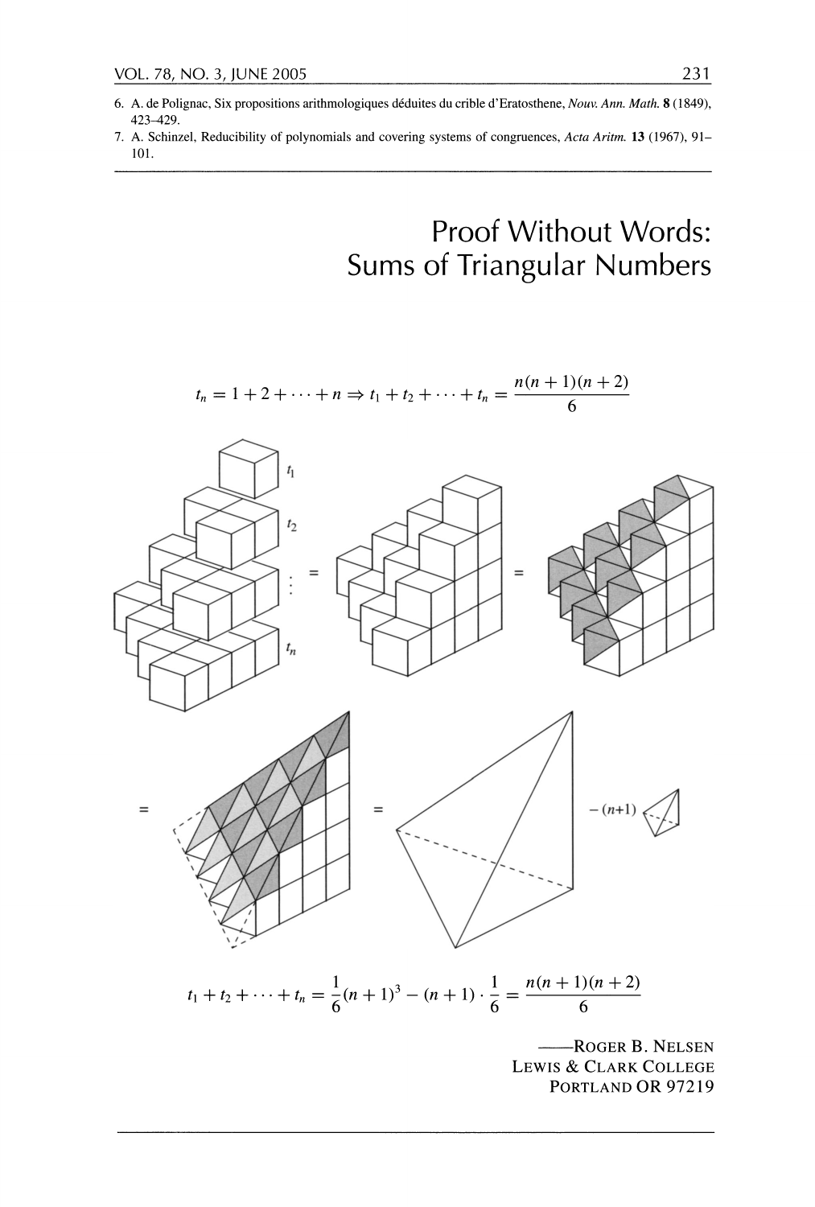6. A. de Polignac, Six propositions arithmologiques déduites du crible d'Eratosthene, *Nouv. Ann. Math.* **8** (1849), 423–429.
7. A. Schinzel, Reducibility of polynomials and covering systems of congruences, *Acta Aritm.* **13** (1967), 91–101.

# Proof Without Words: Sums of Triangular Numbers

$$t_n = 1 + 2 + \cdots + n \Rightarrow t_1 + t_2 + \cdots + t_n = \frac{n(n+1)(n+2)}{6}$$

$t_1$

$t_2$

$\vdots$

$t_n$

=

=

=

=

$-(n+1)$

$$t_1 + t_2 + \cdots + t_n = \frac{1}{6}(n+1)^3 - (n+1) \cdot \frac{1}{6} = \frac{n(n+1)(n+2)}{6}$$

—Roger B. Nelsen
Lewis & Clark College
Portland OR 97219